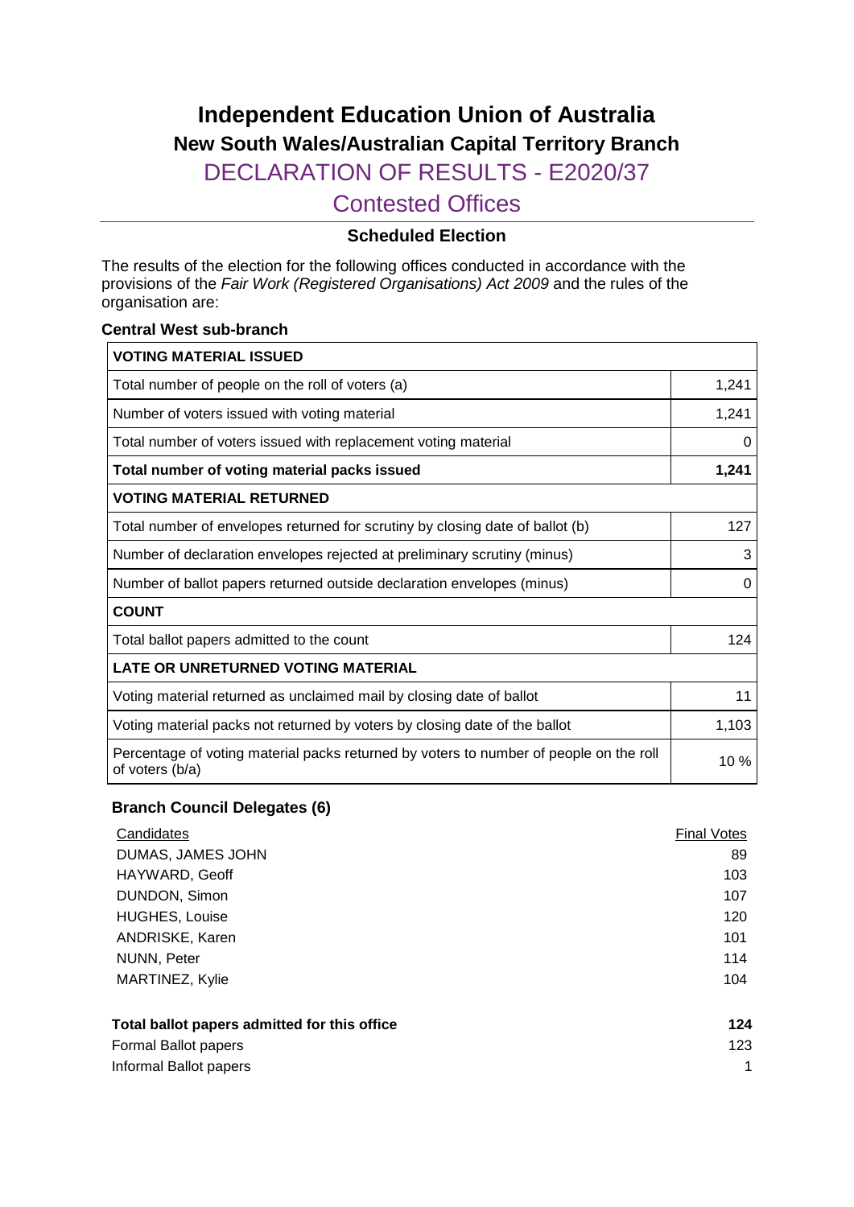# Independent Education Union of Australia

## New South Wales/Australian Capital Territory Branch

## DECLARATION OF RESULTS - E2020/37

## Contested Offices

### Scheduled Election

The results of the election for the following offices conducted in accordance with the provisions of the *Fair Work (Registered Organisations) Act 2009* and the rules of the organisation are:

**Central West sub-branch**

| **VOTING MATERIAL ISSUED** | |
|---|---|
| Total number of people on the roll of voters (a) | 1,241 |
| Number of voters issued with voting material | 1,241 |
| Total number of voters issued with replacement voting material | 0 |
| **Total number of voting material packs issued** | **1,241** |
| **VOTING MATERIAL RETURNED** | |
| Total number of envelopes returned for scrutiny by closing date of ballot (b) | 127 |
| Number of declaration envelopes rejected at preliminary scrutiny (minus) | 3 |
| Number of ballot papers returned outside declaration envelopes (minus) | 0 |
| **COUNT** | |
| Total ballot papers admitted to the count | 124 |
| **LATE OR UNRETURNED VOTING MATERIAL** | |
| Voting material returned as unclaimed mail by closing date of ballot | 11 |
| Voting material packs not returned by voters by closing date of the ballot | 1,103 |
| Percentage of voting material packs returned by voters to number of people on the roll of voters (b/a) | 10 % |

**Branch Council Delegates (6)**

| Candidates | Final Votes |
|---|---|
| DUMAS, JAMES JOHN | 89 |
| HAYWARD, Geoff | 103 |
| DUNDON, Simon | 107 |
| HUGHES, Louise | 120 |
| ANDRISKE, Karen | 101 |
| NUNN, Peter | 114 |
| MARTINEZ, Kylie | 104 |

| | |
|---|---|
| **Total ballot papers admitted for this office** | **124** |
| Formal Ballot papers | 123 |
| Informal Ballot papers | 1 |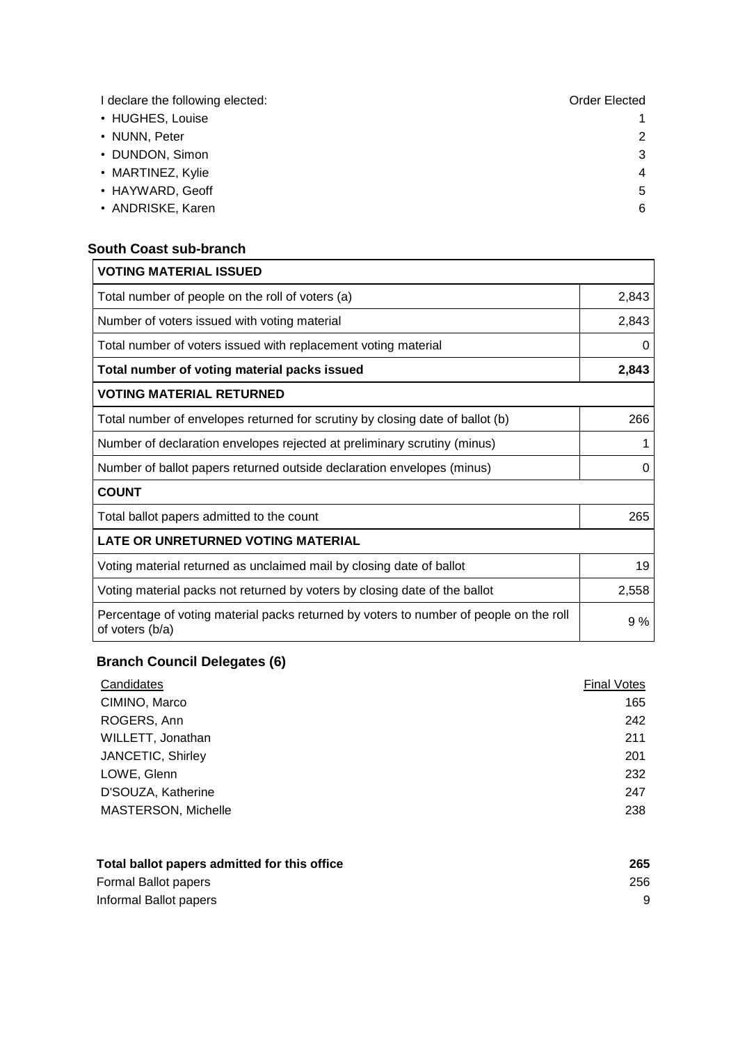I declare the following elected:

| | Order Elected |
|---|---|
| • HUGHES, Louise | 1 |
| • NUNN, Peter | 2 |
| • DUNDON, Simon | 3 |
| • MARTINEZ, Kylie | 4 |
| • HAYWARD, Geoff | 5 |
| • ANDRISKE, Karen | 6 |

### South Coast sub-branch

| VOTING MATERIAL ISSUED | |
|---|---|
| Total number of people on the roll of voters (a) | 2,843 |
| Number of voters issued with voting material | 2,843 |
| Total number of voters issued with replacement voting material | 0 |
| **Total number of voting material packs issued** | **2,843** |
| **VOTING MATERIAL RETURNED** | |
| Total number of envelopes returned for scrutiny by closing date of ballot (b) | 266 |
| Number of declaration envelopes rejected at preliminary scrutiny (minus) | 1 |
| Number of ballot papers returned outside declaration envelopes (minus) | 0 |
| **COUNT** | |
| Total ballot papers admitted to the count | 265 |
| **LATE OR UNRETURNED VOTING MATERIAL** | |
| Voting material returned as unclaimed mail by closing date of ballot | 19 |
| Voting material packs not returned by voters by closing date of the ballot | 2,558 |
| Percentage of voting material packs returned by voters to number of people on the roll of voters (b/a) | 9 % |

### Branch Council Delegates (6)

| Candidates | Final Votes |
|---|---|
| CIMINO, Marco | 165 |
| ROGERS, Ann | 242 |
| WILLETT, Jonathan | 211 |
| JANCETIC, Shirley | 201 |
| LOWE, Glenn | 232 |
| D'SOUZA, Katherine | 247 |
| MASTERSON, Michelle | 238 |

| **Total ballot papers admitted for this office** | **265** |
|---|---|
| Formal Ballot papers | 256 |
| Informal Ballot papers | 9 |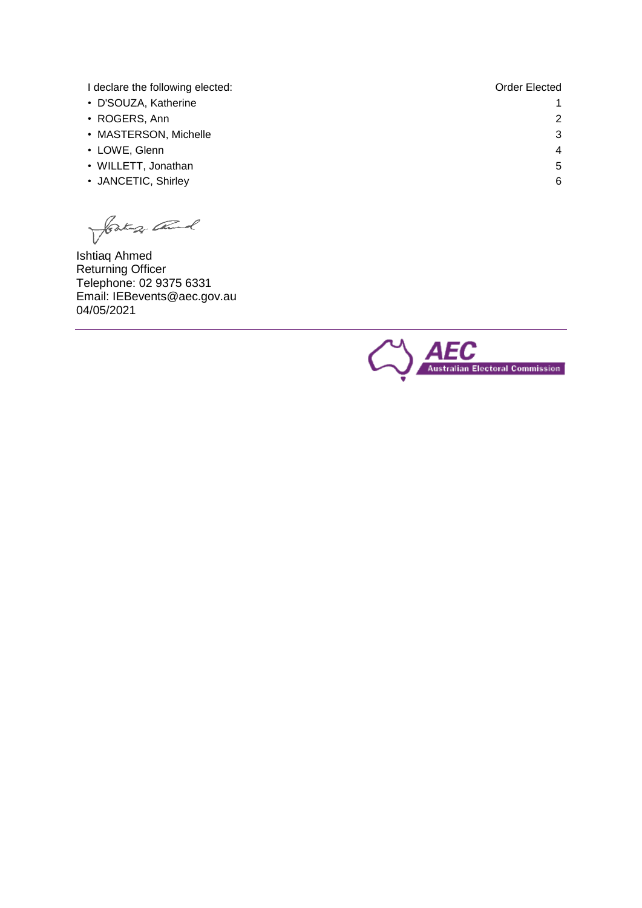| I declare the following elected: | Order Elected |
|---|---|
| • D'SOUZA, Katherine | 1 |
| • ROGERS, Ann | 2 |
| • MASTERSON, Michelle | 3 |
| • LOWE, Glenn | 4 |
| • WILLETT, Jonathan | 5 |
| • JANCETIC, Shirley | 6 |

Ishtiaq Ahmed
Returning Officer
Telephone: 02 9375 6331
Email: IEBevents@aec.gov.au
04/05/2021

AEC
Australian Electoral Commission